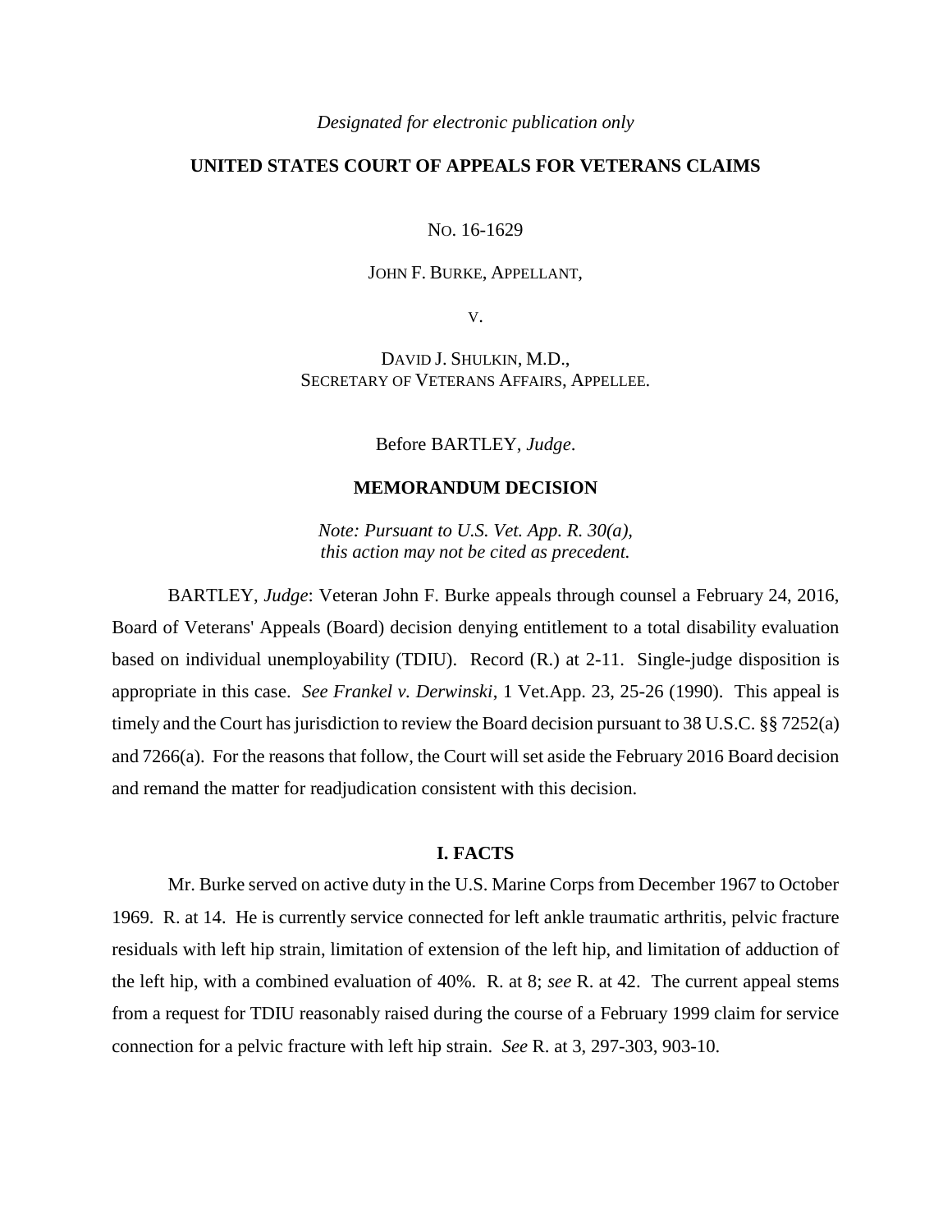*Designated for electronic publication only*

**UNITED STATES COURT OF APPEALS FOR VETERANS CLAIMS**

NO. 16-1629

JOHN F. BURKE, APPELLANT,

V.

DAVID J. SHULKIN, M.D.,
SECRETARY OF VETERANS AFFAIRS, APPELLEE.

Before BARTLEY, *Judge*.

**MEMORANDUM DECISION**

*Note: Pursuant to U.S. Vet. App. R. 30(a), this action may not be cited as precedent.*

BARTLEY, *Judge*: Veteran John F. Burke appeals through counsel a February 24, 2016, Board of Veterans' Appeals (Board) decision denying entitlement to a total disability evaluation based on individual unemployability (TDIU). Record (R.) at 2-11. Single-judge disposition is appropriate in this case. *See Frankel v. Derwinski*, 1 Vet.App. 23, 25-26 (1990). This appeal is timely and the Court has jurisdiction to review the Board decision pursuant to 38 U.S.C. §§ 7252(a) and 7266(a). For the reasons that follow, the Court will set aside the February 2016 Board decision and remand the matter for readjudication consistent with this decision.

## I. FACTS

Mr. Burke served on active duty in the U.S. Marine Corps from December 1967 to October 1969. R. at 14. He is currently service connected for left ankle traumatic arthritis, pelvic fracture residuals with left hip strain, limitation of extension of the left hip, and limitation of adduction of the left hip, with a combined evaluation of 40%. R. at 8; *see* R. at 42. The current appeal stems from a request for TDIU reasonably raised during the course of a February 1999 claim for service connection for a pelvic fracture with left hip strain. *See* R. at 3, 297-303, 903-10.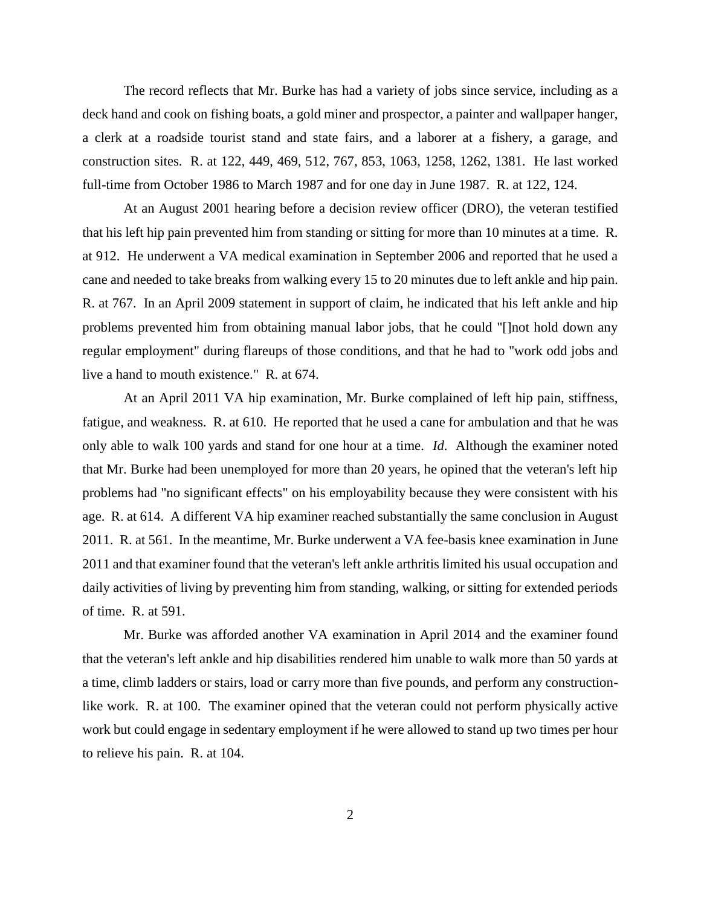The record reflects that Mr. Burke has had a variety of jobs since service, including as a deck hand and cook on fishing boats, a gold miner and prospector, a painter and wallpaper hanger, a clerk at a roadside tourist stand and state fairs, and a laborer at a fishery, a garage, and construction sites. R. at 122, 449, 469, 512, 767, 853, 1063, 1258, 1262, 1381. He last worked full-time from October 1986 to March 1987 and for one day in June 1987. R. at 122, 124.

At an August 2001 hearing before a decision review officer (DRO), the veteran testified that his left hip pain prevented him from standing or sitting for more than 10 minutes at a time. R. at 912. He underwent a VA medical examination in September 2006 and reported that he used a cane and needed to take breaks from walking every 15 to 20 minutes due to left ankle and hip pain. R. at 767. In an April 2009 statement in support of claim, he indicated that his left ankle and hip problems prevented him from obtaining manual labor jobs, that he could "[]not hold down any regular employment" during flareups of those conditions, and that he had to "work odd jobs and live a hand to mouth existence." R. at 674.

At an April 2011 VA hip examination, Mr. Burke complained of left hip pain, stiffness, fatigue, and weakness. R. at 610. He reported that he used a cane for ambulation and that he was only able to walk 100 yards and stand for one hour at a time. *Id*. Although the examiner noted that Mr. Burke had been unemployed for more than 20 years, he opined that the veteran's left hip problems had "no significant effects" on his employability because they were consistent with his age. R. at 614. A different VA hip examiner reached substantially the same conclusion in August 2011. R. at 561. In the meantime, Mr. Burke underwent a VA fee-basis knee examination in June 2011 and that examiner found that the veteran's left ankle arthritis limited his usual occupation and daily activities of living by preventing him from standing, walking, or sitting for extended periods of time. R. at 591.

Mr. Burke was afforded another VA examination in April 2014 and the examiner found that the veteran's left ankle and hip disabilities rendered him unable to walk more than 50 yards at a time, climb ladders or stairs, load or carry more than five pounds, and perform any construction-like work. R. at 100. The examiner opined that the veteran could not perform physically active work but could engage in sedentary employment if he were allowed to stand up two times per hour to relieve his pain. R. at 104.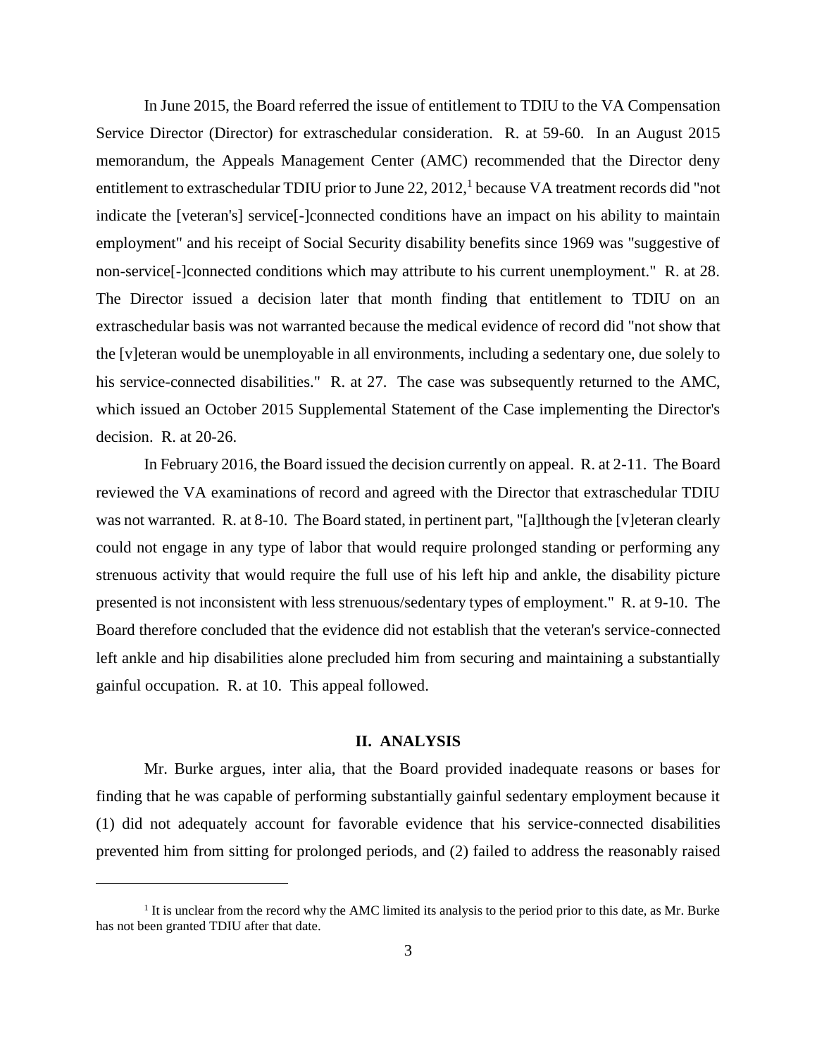In June 2015, the Board referred the issue of entitlement to TDIU to the VA Compensation Service Director (Director) for extraschedular consideration. R. at 59-60. In an August 2015 memorandum, the Appeals Management Center (AMC) recommended that the Director deny entitlement to extraschedular TDIU prior to June 22, 2012,[1] because VA treatment records did "not indicate the [veteran's] service[-]connected conditions have an impact on his ability to maintain employment" and his receipt of Social Security disability benefits since 1969 was "suggestive of non-service[-]connected conditions which may attribute to his current unemployment." R. at 28. The Director issued a decision later that month finding that entitlement to TDIU on an extraschedular basis was not warranted because the medical evidence of record did "not show that the [v]eteran would be unemployable in all environments, including a sedentary one, due solely to his service-connected disabilities." R. at 27. The case was subsequently returned to the AMC, which issued an October 2015 Supplemental Statement of the Case implementing the Director's decision. R. at 20-26.

In February 2016, the Board issued the decision currently on appeal. R. at 2-11. The Board reviewed the VA examinations of record and agreed with the Director that extraschedular TDIU was not warranted. R. at 8-10. The Board stated, in pertinent part, "[a]lthough the [v]eteran clearly could not engage in any type of labor that would require prolonged standing or performing any strenuous activity that would require the full use of his left hip and ankle, the disability picture presented is not inconsistent with less strenuous/sedentary types of employment." R. at 9-10. The Board therefore concluded that the evidence did not establish that the veteran's service-connected left ankle and hip disabilities alone precluded him from securing and maintaining a substantially gainful occupation. R. at 10. This appeal followed.

## II. ANALYSIS

Mr. Burke argues, inter alia, that the Board provided inadequate reasons or bases for finding that he was capable of performing substantially gainful sedentary employment because it (1) did not adequately account for favorable evidence that his service-connected disabilities prevented him from sitting for prolonged periods, and (2) failed to address the reasonably raised

[1] It is unclear from the record why the AMC limited its analysis to the period prior to this date, as Mr. Burke has not been granted TDIU after that date.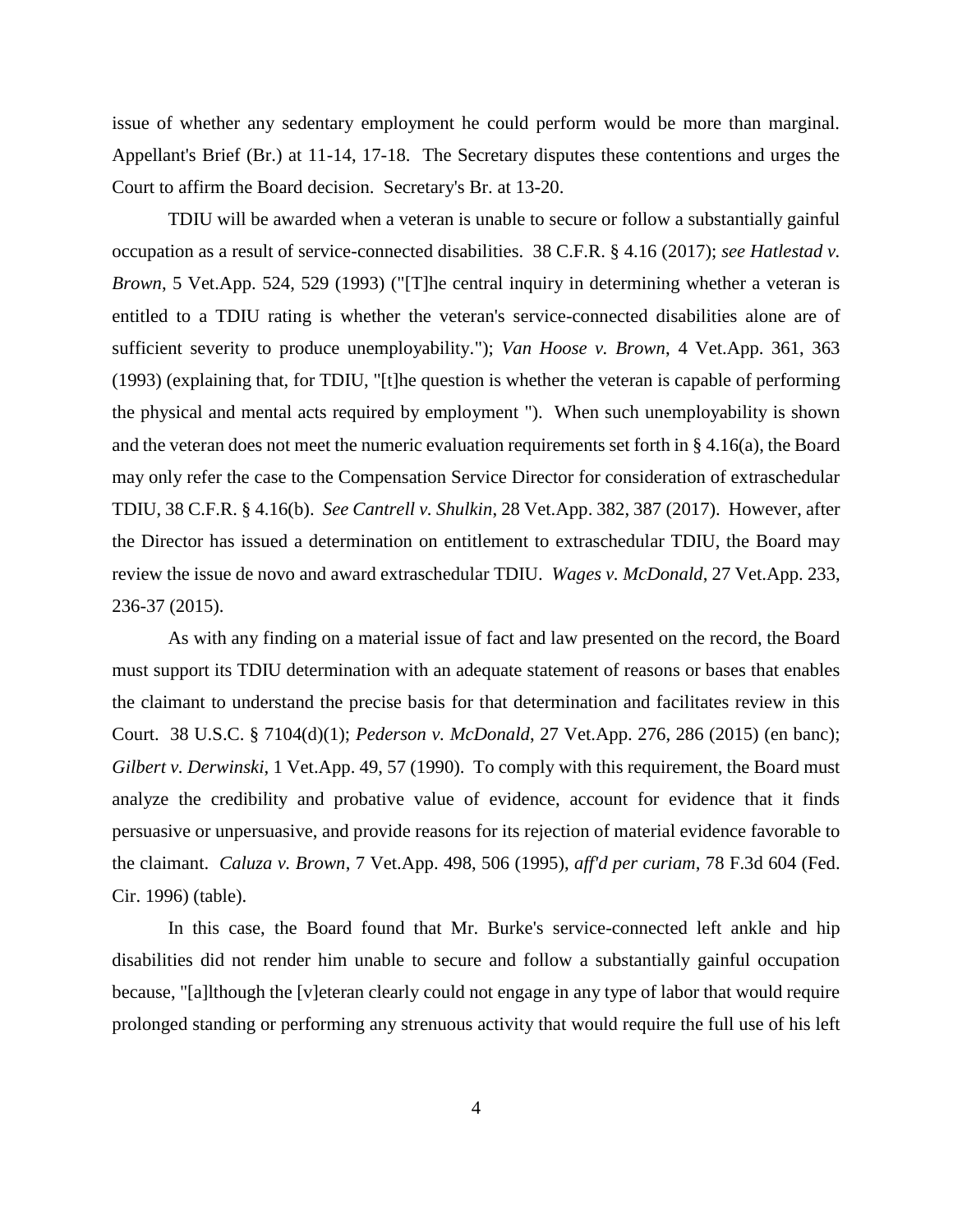issue of whether any sedentary employment he could perform would be more than marginal. Appellant's Brief (Br.) at 11-14, 17-18. The Secretary disputes these contentions and urges the Court to affirm the Board decision. Secretary's Br. at 13-20.

TDIU will be awarded when a veteran is unable to secure or follow a substantially gainful occupation as a result of service-connected disabilities. 38 C.F.R. § 4.16 (2017); *see Hatlestad v. Brown*, 5 Vet.App. 524, 529 (1993) ("[T]he central inquiry in determining whether a veteran is entitled to a TDIU rating is whether the veteran's service-connected disabilities alone are of sufficient severity to produce unemployability."); *Van Hoose v. Brown*, 4 Vet.App. 361, 363 (1993) (explaining that, for TDIU, "[t]he question is whether the veteran is capable of performing the physical and mental acts required by employment "). When such unemployability is shown and the veteran does not meet the numeric evaluation requirements set forth in § 4.16(a), the Board may only refer the case to the Compensation Service Director for consideration of extraschedular TDIU, 38 C.F.R. § 4.16(b). *See Cantrell v. Shulkin*, 28 Vet.App. 382, 387 (2017). However, after the Director has issued a determination on entitlement to extraschedular TDIU, the Board may review the issue de novo and award extraschedular TDIU. *Wages v. McDonald*, 27 Vet.App. 233, 236-37 (2015).

As with any finding on a material issue of fact and law presented on the record, the Board must support its TDIU determination with an adequate statement of reasons or bases that enables the claimant to understand the precise basis for that determination and facilitates review in this Court. 38 U.S.C. § 7104(d)(1); *Pederson v. McDonald*, 27 Vet.App. 276, 286 (2015) (en banc); *Gilbert v. Derwinski*, 1 Vet.App. 49, 57 (1990). To comply with this requirement, the Board must analyze the credibility and probative value of evidence, account for evidence that it finds persuasive or unpersuasive, and provide reasons for its rejection of material evidence favorable to the claimant. *Caluza v. Brown*, 7 Vet.App. 498, 506 (1995), *aff'd per curiam*, 78 F.3d 604 (Fed. Cir. 1996) (table).

In this case, the Board found that Mr. Burke's service-connected left ankle and hip disabilities did not render him unable to secure and follow a substantially gainful occupation because, "[a]lthough the [v]eteran clearly could not engage in any type of labor that would require prolonged standing or performing any strenuous activity that would require the full use of his left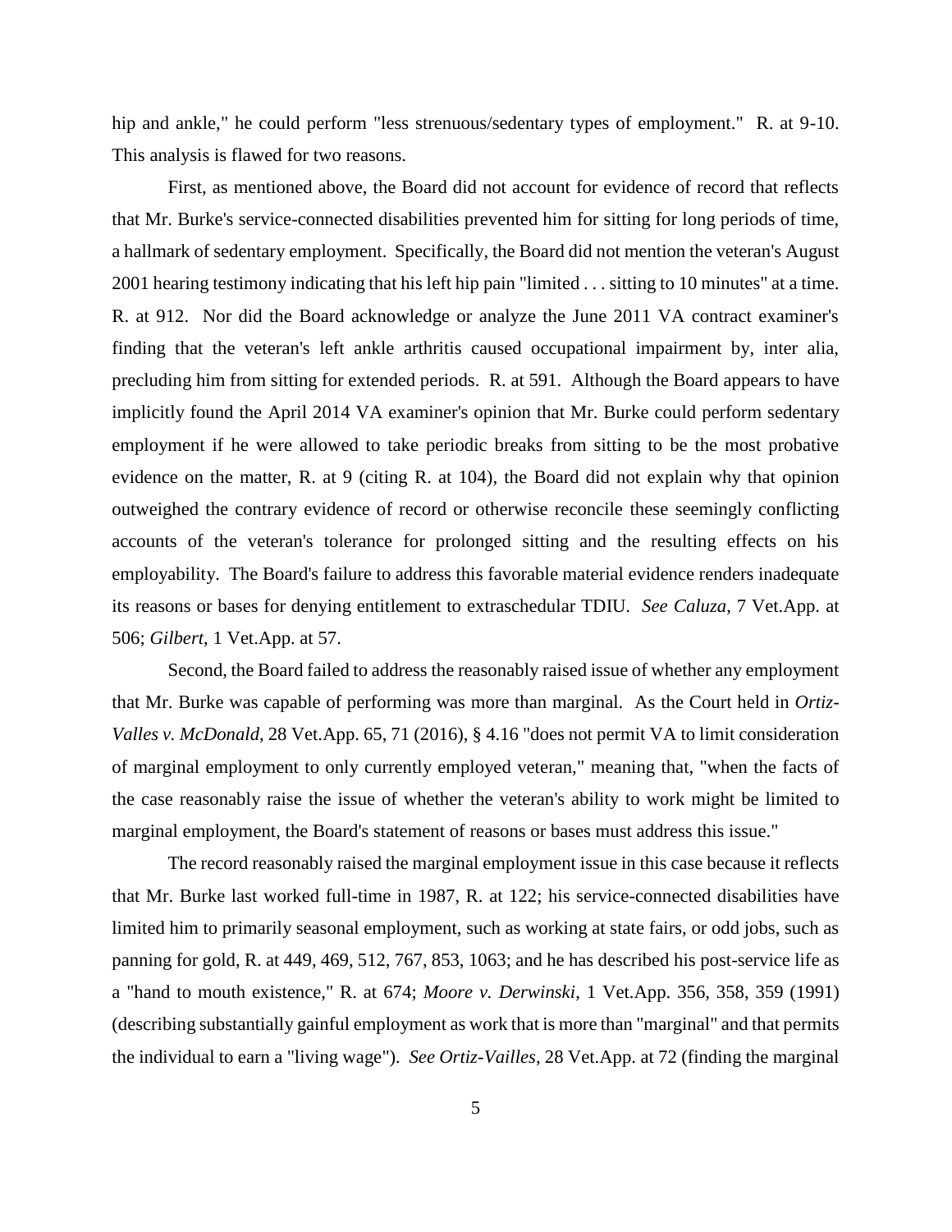hip and ankle," he could perform "less strenuous/sedentary types of employment." R. at 9-10. This analysis is flawed for two reasons.

First, as mentioned above, the Board did not account for evidence of record that reflects that Mr. Burke's service-connected disabilities prevented him for sitting for long periods of time, a hallmark of sedentary employment. Specifically, the Board did not mention the veteran's August 2001 hearing testimony indicating that his left hip pain "limited . . . sitting to 10 minutes" at a time. R. at 912. Nor did the Board acknowledge or analyze the June 2011 VA contract examiner's finding that the veteran's left ankle arthritis caused occupational impairment by, inter alia, precluding him from sitting for extended periods. R. at 591. Although the Board appears to have implicitly found the April 2014 VA examiner's opinion that Mr. Burke could perform sedentary employment if he were allowed to take periodic breaks from sitting to be the most probative evidence on the matter, R. at 9 (citing R. at 104), the Board did not explain why that opinion outweighed the contrary evidence of record or otherwise reconcile these seemingly conflicting accounts of the veteran's tolerance for prolonged sitting and the resulting effects on his employability. The Board's failure to address this favorable material evidence renders inadequate its reasons or bases for denying entitlement to extraschedular TDIU. *See Caluza*, 7 Vet.App. at 506; *Gilbert*, 1 Vet.App. at 57.

Second, the Board failed to address the reasonably raised issue of whether any employment that Mr. Burke was capable of performing was more than marginal. As the Court held in *Ortiz-Valles v. McDonald*, 28 Vet.App. 65, 71 (2016), § 4.16 "does not permit VA to limit consideration of marginal employment to only currently employed veteran," meaning that, "when the facts of the case reasonably raise the issue of whether the veteran's ability to work might be limited to marginal employment, the Board's statement of reasons or bases must address this issue."

The record reasonably raised the marginal employment issue in this case because it reflects that Mr. Burke last worked full-time in 1987, R. at 122; his service-connected disabilities have limited him to primarily seasonal employment, such as working at state fairs, or odd jobs, such as panning for gold, R. at 449, 469, 512, 767, 853, 1063; and he has described his post-service life as a "hand to mouth existence," R. at 674; *Moore v. Derwinski*, 1 Vet.App. 356, 358, 359 (1991) (describing substantially gainful employment as work that is more than "marginal" and that permits the individual to earn a "living wage"). *See Ortiz-Vailles*, 28 Vet.App. at 72 (finding the marginal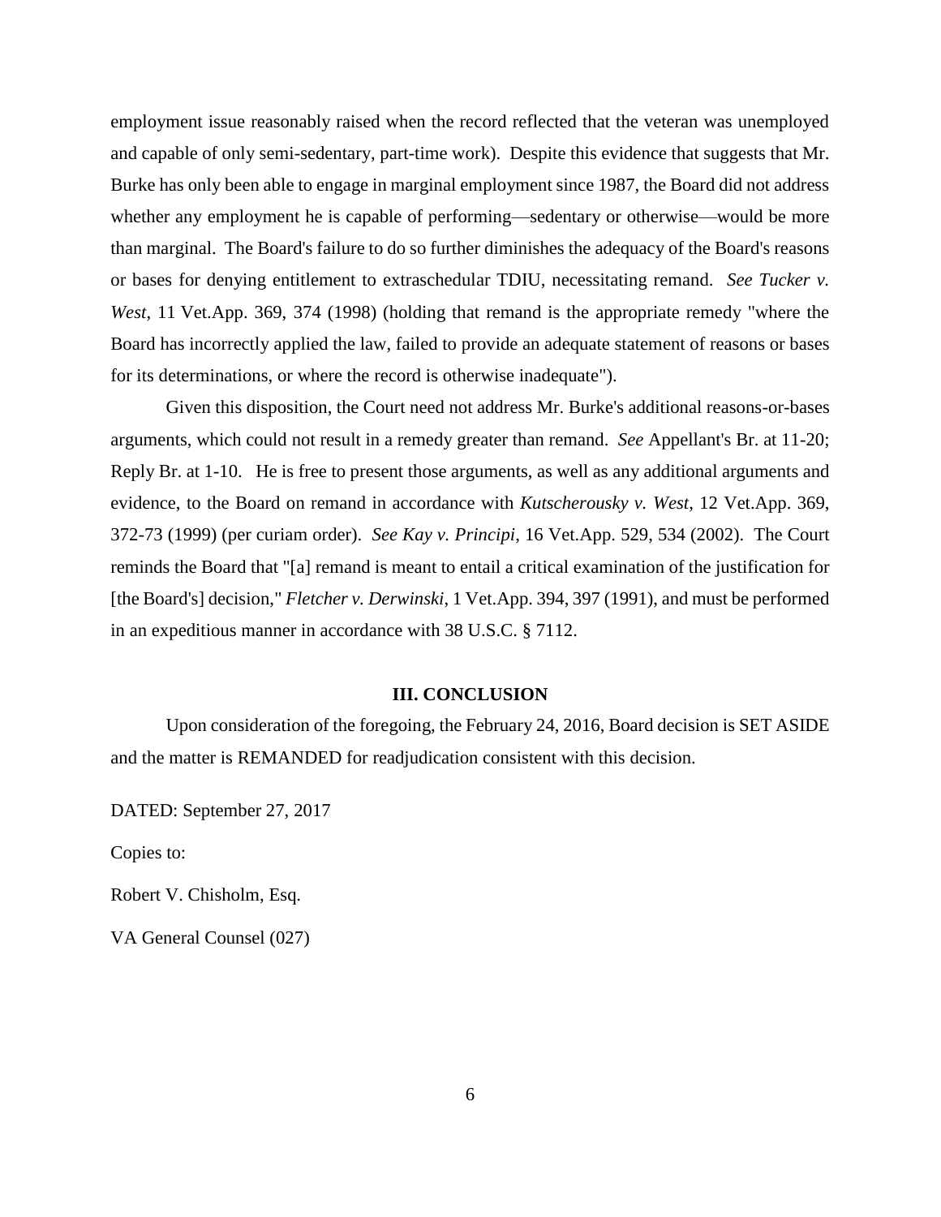employment issue reasonably raised when the record reflected that the veteran was unemployed and capable of only semi-sedentary, part-time work). Despite this evidence that suggests that Mr. Burke has only been able to engage in marginal employment since 1987, the Board did not address whether any employment he is capable of performing—sedentary or otherwise—would be more than marginal. The Board's failure to do so further diminishes the adequacy of the Board's reasons or bases for denying entitlement to extraschedular TDIU, necessitating remand. *See Tucker v. West*, 11 Vet.App. 369, 374 (1998) (holding that remand is the appropriate remedy "where the Board has incorrectly applied the law, failed to provide an adequate statement of reasons or bases for its determinations, or where the record is otherwise inadequate").

Given this disposition, the Court need not address Mr. Burke's additional reasons-or-bases arguments, which could not result in a remedy greater than remand. *See* Appellant's Br. at 11-20; Reply Br. at 1-10. He is free to present those arguments, as well as any additional arguments and evidence, to the Board on remand in accordance with *Kutscherousky v. West*, 12 Vet.App. 369, 372-73 (1999) (per curiam order). *See Kay v. Principi*, 16 Vet.App. 529, 534 (2002). The Court reminds the Board that "[a] remand is meant to entail a critical examination of the justification for [the Board's] decision," *Fletcher v. Derwinski*, 1 Vet.App. 394, 397 (1991), and must be performed in an expeditious manner in accordance with 38 U.S.C. § 7112.

### III. CONCLUSION

Upon consideration of the foregoing, the February 24, 2016, Board decision is SET ASIDE and the matter is REMANDED for readjudication consistent with this decision.

DATED: September 27, 2017

Copies to:

Robert V. Chisholm, Esq.

VA General Counsel (027)